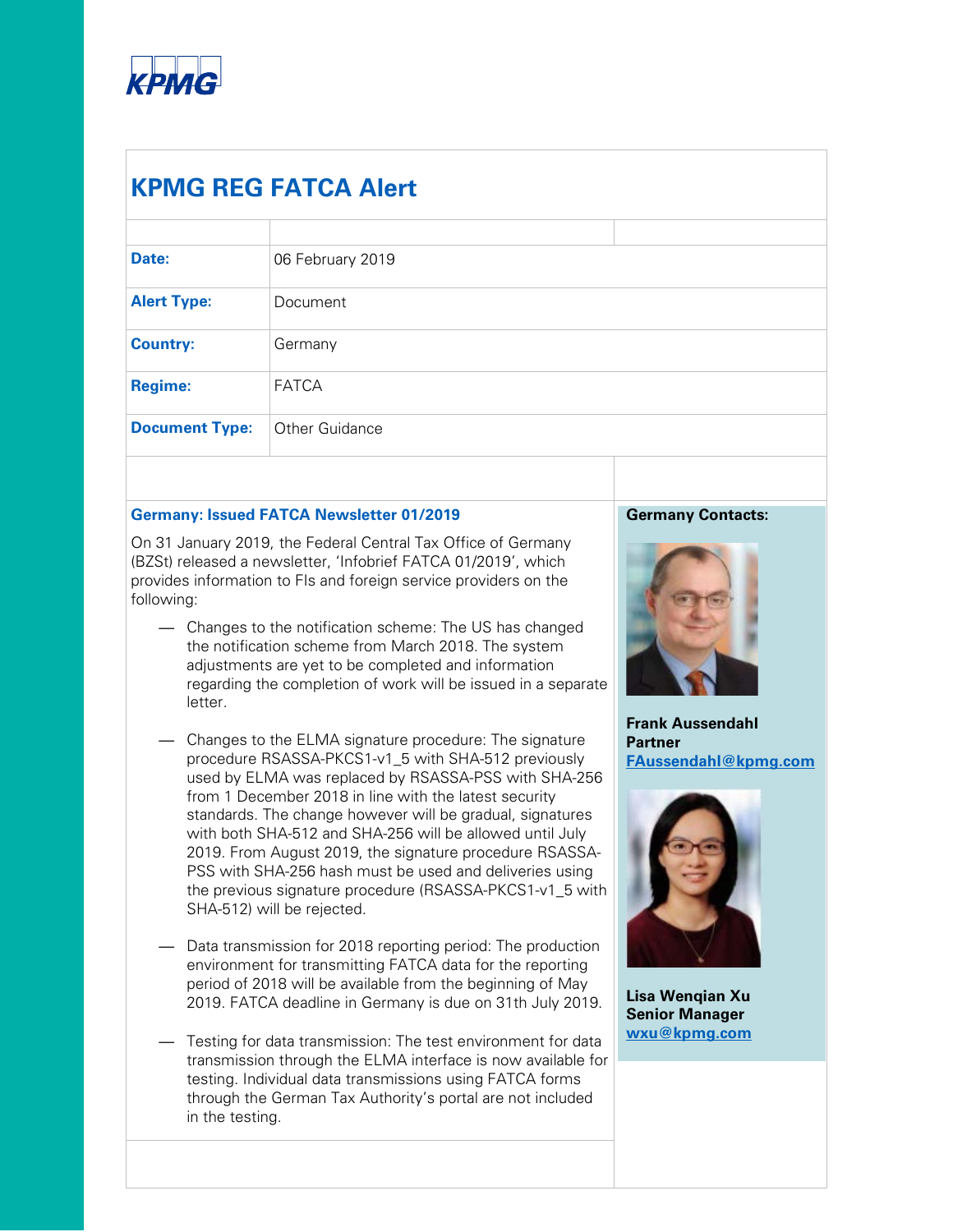KPMG

# KPMG REG FATCA Alert

| | |
|---|---|
| **Date:** | 06 February 2019 |
| **Alert Type:** | Document |
| **Country:** | Germany |
| **Regime:** | FATCA |
| **Document Type:** | Other Guidance |

## Germany: Issued FATCA Newsletter 01/2019

On 31 January 2019, the Federal Central Tax Office of Germany (BZSt) released a newsletter, 'Infobrief FATCA 01/2019', which provides information to FIs and foreign service providers on the following:

- Changes to the notification scheme: The US has changed the notification scheme from March 2018. The system adjustments are yet to be completed and information regarding the completion of work will be issued in a separate letter.
- Changes to the ELMA signature procedure: The signature procedure RSASSA-PKCS1-v1_5 with SHA-512 previously used by ELMA was replaced by RSASSA-PSS with SHA-256 from 1 December 2018 in line with the latest security standards. The change however will be gradual, signatures with both SHA-512 and SHA-256 will be allowed until July 2019. From August 2019, the signature procedure RSASSA-PSS with SHA-256 hash must be used and deliveries using the previous signature procedure (RSASSA-PKCS1-v1_5 with SHA-512) will be rejected.
- Data transmission for 2018 reporting period: The production environment for transmitting FATCA data for the reporting period of 2018 will be available from the beginning of May 2019. FATCA deadline in Germany is due on 31th July 2019.
- Testing for data transmission: The test environment for data transmission through the ELMA interface is now available for testing. Individual data transmissions using FATCA forms through the German Tax Authority's portal are not included in the testing.

**Germany Contacts:**

**Frank Aussendahl**
**Partner**
**FAussendahl@kpmg.com**

**Lisa Wenqian Xu**
**Senior Manager**
**wxu@kpmg.com**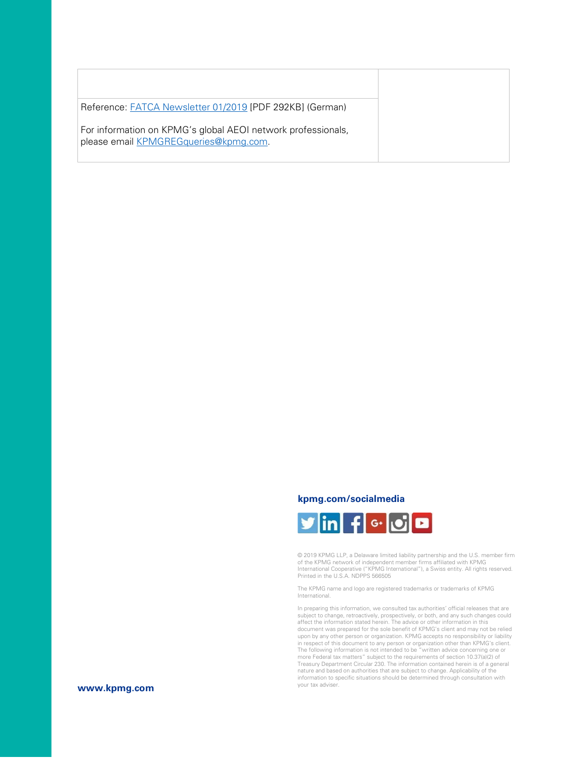Reference: FATCA Newsletter 01/2019 [PDF 292KB] (German)

For information on KPMG's global AEOI network professionals, please email KPMGREGqueries@kpmg.com.

**kpmg.com/socialmedia**

© 2019 KPMG LLP, a Delaware limited liability partnership and the U.S. member firm of the KPMG network of independent member firms affiliated with KPMG International Cooperative ("KPMG International"), a Swiss entity. All rights reserved. Printed in the U.S.A. NDPPS 566505

The KPMG name and logo are registered trademarks or trademarks of KPMG International.

In preparing this information, we consulted tax authorities' official releases that are subject to change, retroactively, prospectively, or both, and any such changes could affect the information stated herein. The advice or other information in this document was prepared for the sole benefit of KPMG's client and may not be relied upon by any other person or organization. KPMG accepts no responsibility or liability in respect of this document to any person or organization other than KPMG's client. The following information is not intended to be "written advice concerning one or more Federal tax matters" subject to the requirements of section 10.37(a)(2) of Treasury Department Circular 230. The information contained herein is of a general nature and based on authorities that are subject to change. Applicability of the information to specific situations should be determined through consultation with your tax adviser.

**www.kpmg.com**